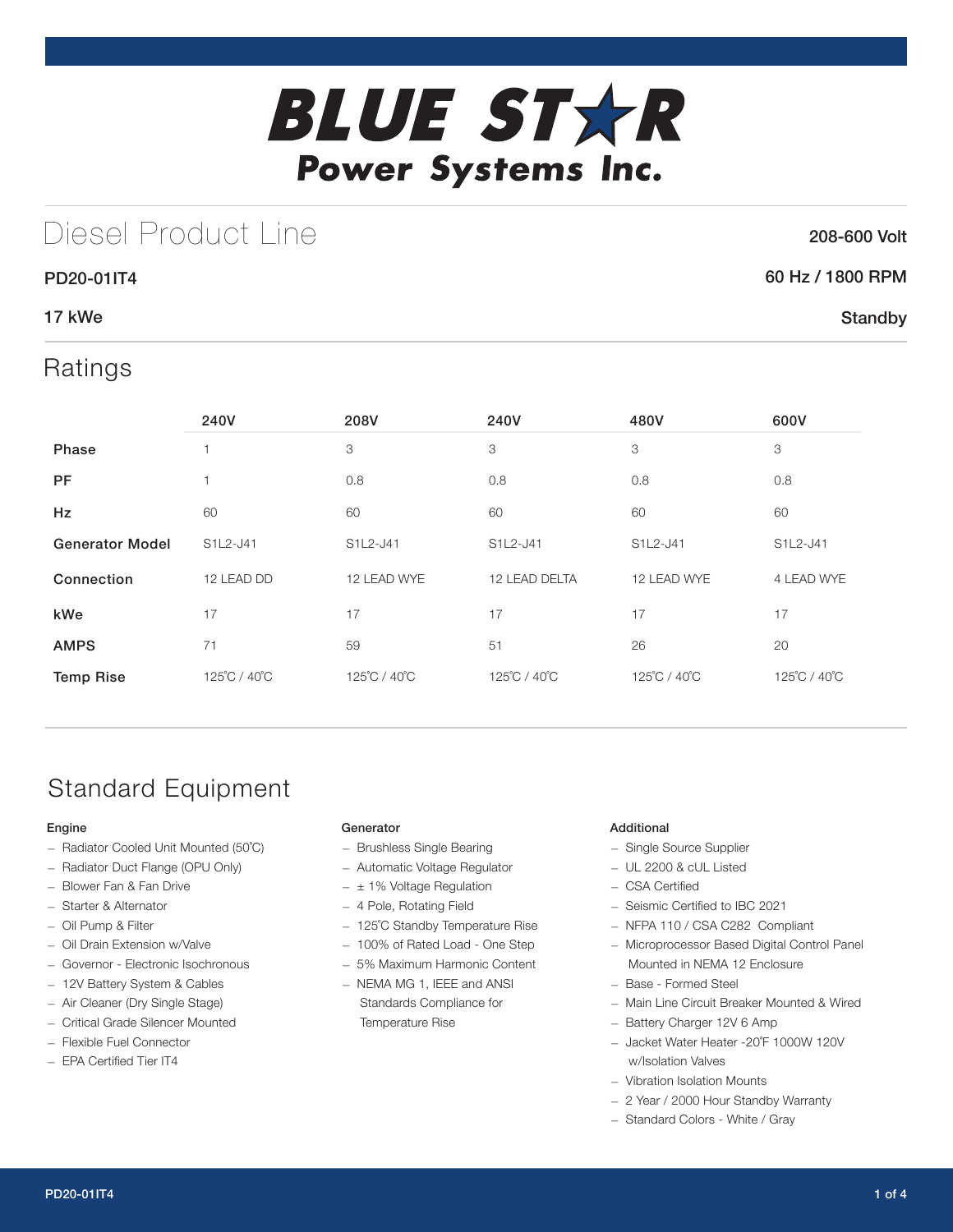# BLUE STAR Power Systems Inc.

## Diesel Product Line

208-600 Volt

**PD20-01IT4**

60 Hz / 1800 RPM

**17 kWe**

Standby

## Ratings

| | 240V | 208V | 240V | 480V | 600V |
|---|---|---|---|---|---|
| **Phase** | 1 | 3 | 3 | 3 | 3 |
| **PF** | 1 | 0.8 | 0.8 | 0.8 | 0.8 |
| **Hz** | 60 | 60 | 60 | 60 | 60 |
| **Generator Model** | S1L2-J41 | S1L2-J41 | S1L2-J41 | S1L2-J41 | S1L2-J41 |
| **Connection** | 12 LEAD DD | 12 LEAD WYE | 12 LEAD DELTA | 12 LEAD WYE | 4 LEAD WYE |
| **kWe** | 17 | 17 | 17 | 17 | 17 |
| **AMPS** | 71 | 59 | 51 | 26 | 20 |
| **Temp Rise** | 125˚C / 40˚C | 125˚C / 40˚C | 125˚C / 40˚C | 125˚C / 40˚C | 125˚C / 40˚C |

## Standard Equipment

### Engine

- Radiator Cooled Unit Mounted (50˚C)
- Radiator Duct Flange (OPU Only)
- Blower Fan & Fan Drive
- Starter & Alternator
- Oil Pump & Filter
- Oil Drain Extension w/Valve
- Governor - Electronic Isochronous
- 12V Battery System & Cables
- Air Cleaner (Dry Single Stage)
- Critical Grade Silencer Mounted
- Flexible Fuel Connector
- EPA Certified Tier IT4

### Generator

- Brushless Single Bearing
- Automatic Voltage Regulator
- ± 1% Voltage Regulation
- 4 Pole, Rotating Field
- 125˚C Standby Temperature Rise
- 100% of Rated Load - One Step
- 5% Maximum Harmonic Content
- NEMA MG 1, IEEE and ANSI Standards Compliance for Temperature Rise

### Additional

- Single Source Supplier
- UL 2200 & cUL Listed
- CSA Certified
- Seismic Certified to IBC 2021
- NFPA 110 / CSA C282 Compliant
- Microprocessor Based Digital Control Panel Mounted in NEMA 12 Enclosure
- Base - Formed Steel
- Main Line Circuit Breaker Mounted & Wired
- Battery Charger 12V 6 Amp
- Jacket Water Heater -20˚F 1000W 120V w/Isolation Valves
- Vibration Isolation Mounts
- 2 Year / 2000 Hour Standby Warranty
- Standard Colors - White / Gray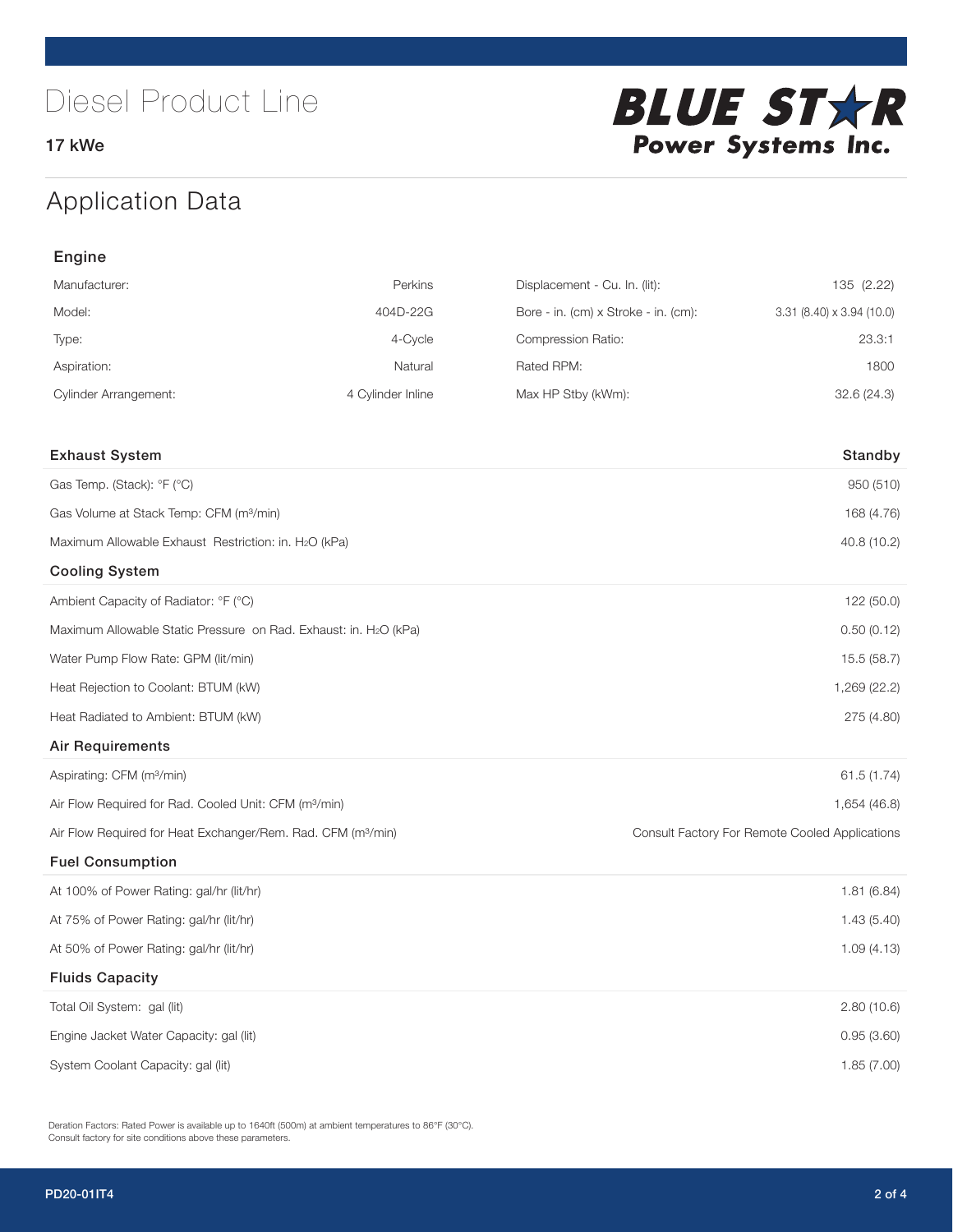# Diesel Product Line

**17 kWe**

BLUE STAR Power Systems Inc.

## Application Data

### Engine

| | | | |
|---|---|---|---|
| Manufacturer: | Perkins | Displacement - Cu. In. (lit): | 135 (2.22) |
| Model: | 404D-22G | Bore - in. (cm) x Stroke - in. (cm): | 3.31 (8.40) x 3.94 (10.0) |
| Type: | 4-Cycle | Compression Ratio: | 23.3:1 |
| Aspiration: | Natural | Rated RPM: | 1800 |
| Cylinder Arrangement: | 4 Cylinder Inline | Max HP Stby (kWm): | 32.6 (24.3) |

| Exhaust System | Standby |
|---|---|
| Gas Temp. (Stack): °F (°C) | 950 (510) |
| Gas Volume at Stack Temp: CFM (m³/min) | 168 (4.76) |
| Maximum Allowable Exhaust Restriction: in. $H_2O$ (kPa) | 40.8 (10.2) |
| **Cooling System** | |
| Ambient Capacity of Radiator: °F (°C) | 122 (50.0) |
| Maximum Allowable Static Pressure on Rad. Exhaust: in. $H_2O$ (kPa) | 0.50 (0.12) |
| Water Pump Flow Rate: GPM (lit/min) | 15.5 (58.7) |
| Heat Rejection to Coolant: BTUM (kW) | 1,269 (22.2) |
| Heat Radiated to Ambient: BTUM (kW) | 275 (4.80) |
| **Air Requirements** | |
| Aspirating: CFM (m³/min) | 61.5 (1.74) |
| Air Flow Required for Rad. Cooled Unit: CFM (m³/min) | 1,654 (46.8) |
| Air Flow Required for Heat Exchanger/Rem. Rad. CFM (m³/min) | Consult Factory For Remote Cooled Applications |
| **Fuel Consumption** | |
| At 100% of Power Rating: gal/hr (lit/hr) | 1.81 (6.84) |
| At 75% of Power Rating: gal/hr (lit/hr) | 1.43 (5.40) |
| At 50% of Power Rating: gal/hr (lit/hr) | 1.09 (4.13) |
| **Fluids Capacity** | |
| Total Oil System: gal (lit) | 2.80 (10.6) |
| Engine Jacket Water Capacity: gal (lit) | 0.95 (3.60) |
| System Coolant Capacity: gal (lit) | 1.85 (7.00) |

Deration Factors: Rated Power is available up to 1640ft (500m) at ambient temperatures to 86°F (30°C).
Consult factory for site conditions above these parameters.

PD20-01IT4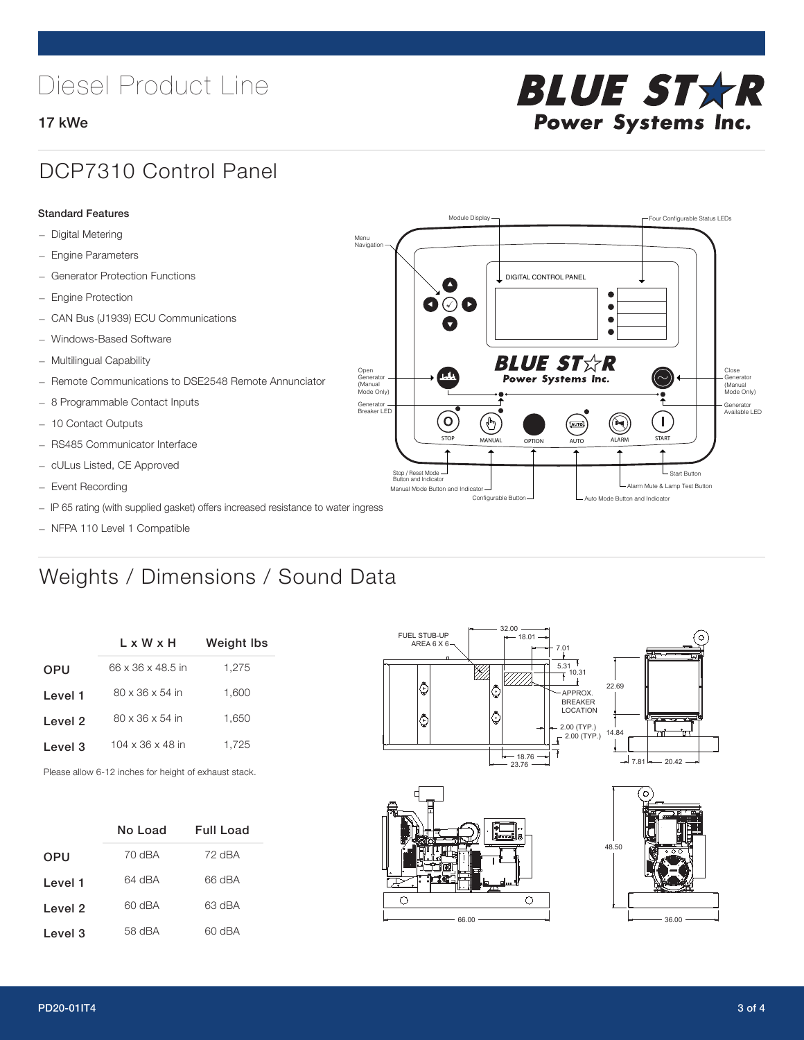# Diesel Product Line

**17 kWe**

## DCP7310 Control Panel

**Standard Features**

- Digital Metering
- Engine Parameters
- Generator Protection Functions
- Engine Protection
- CAN Bus (J1939) ECU Communications
- Windows-Based Software
- Multilingual Capability
- Remote Communications to DSE2548 Remote Annunciator
- 8 Programmable Contact Inputs
- 10 Contact Outputs
- RS485 Communicator Interface
- cULus Listed, CE Approved
- Event Recording
- IP 65 rating (with supplied gasket) offers increased resistance to water ingress
- NFPA 110 Level 1 Compatible

## Weights / Dimensions / Sound Data

| | L x W x H | Weight lbs |
|---|---|---|
| OPU | 66 x 36 x 48.5 in | 1,275 |
| Level 1 | 80 x 36 x 54 in | 1,600 |
| Level 2 | 80 x 36 x 54 in | 1,650 |
| Level 3 | 104 x 36 x 48 in | 1,725 |

Please allow 6-12 inches for height of exhaust stack.

| | No Load | Full Load |
|---|---|---|
| OPU | 70 dBA | 72 dBA |
| Level 1 | 64 dBA | 66 dBA |
| Level 2 | 60 dBA | 63 dBA |
| Level 3 | 58 dBA | 60 dBA |

PD20-01IT4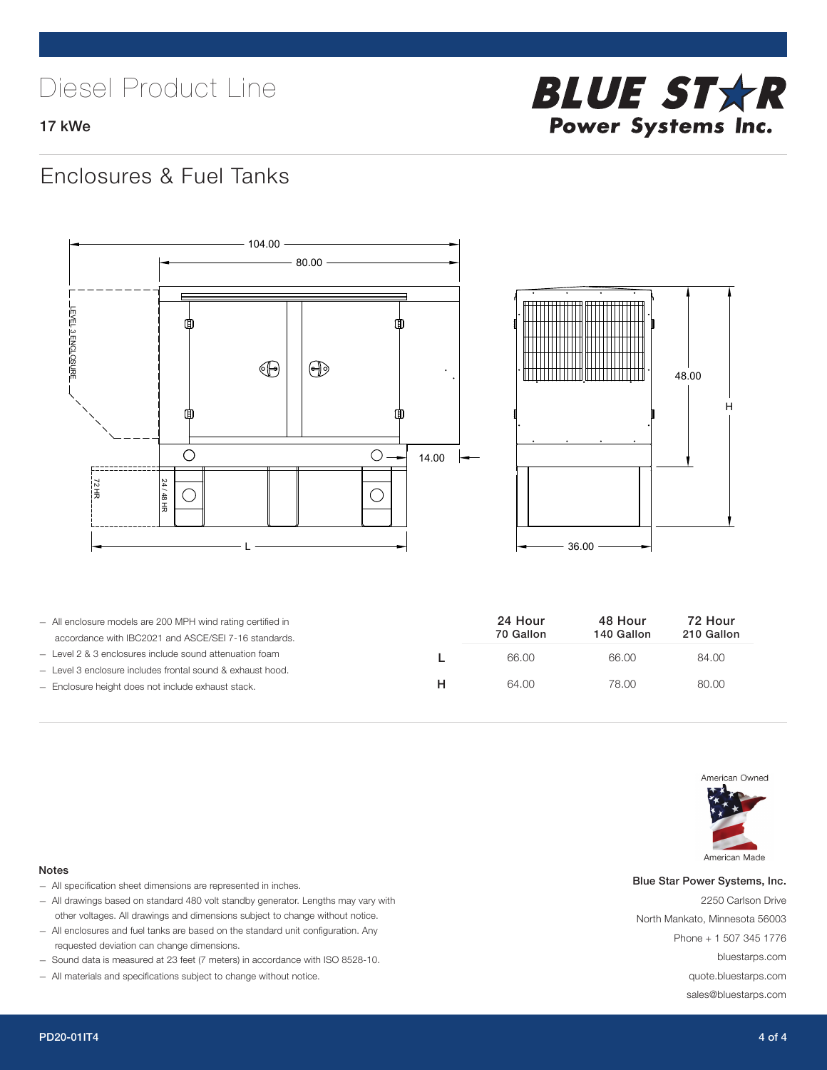# Diesel Product Line

**17 kWe**

BLUE STAR Power Systems Inc.

## Enclosures & Fuel Tanks

104.00
80.00
LEVEL 3 ENCLOSURE
14.00
72 HR
24 / 48 HR
L
48.00
H
36.00

- All enclosure models are 200 MPH wind rating certified in accordance with IBC2021 and ASCE/SEI 7-16 standards.
- Level 2 & 3 enclosures include sound attenuation foam
- Level 3 enclosure includes frontal sound & exhaust hood.
- Enclosure height does not include exhaust stack.

| | 24 Hour 70 Gallon | 48 Hour 140 Gallon | 72 Hour 210 Gallon |
|---|---|---|---|
| L | 66.00 | 66.00 | 84.00 |
| H | 64.00 | 78.00 | 80.00 |

American Owned
American Made

### Notes

- All specification sheet dimensions are represented in inches.
- All drawings based on standard 480 volt standby generator. Lengths may vary with other voltages. All drawings and dimensions subject to change without notice.
- All enclosures and fuel tanks are based on the standard unit configuration. Any requested deviation can change dimensions.
- Sound data is measured at 23 feet (7 meters) in accordance with ISO 8528-10.
- All materials and specifications subject to change without notice.

**Blue Star Power Systems, Inc.**
2250 Carlson Drive
North Mankato, Minnesota 56003
Phone + 1 507 345 1776
bluestarps.com
quote.bluestarps.com
sales@bluestarps.com

PD20-01IT4